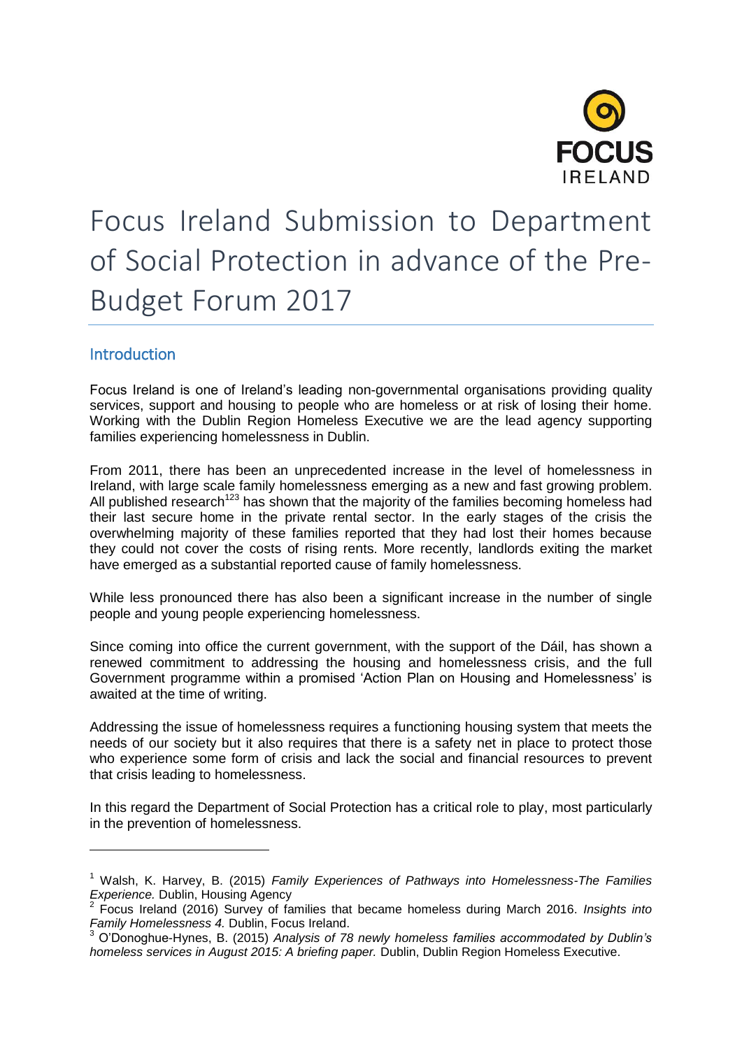# Focus Ireland Submission to Department of Social Protection in advance of the Pre-Budget Forum 2017

## Introduction

Focus Ireland is one of Ireland's leading non-governmental organisations providing quality services, support and housing to people who are homeless or at risk of losing their home. Working with the Dublin Region Homeless Executive we are the lead agency supporting families experiencing homelessness in Dublin.

From 2011, there has been an unprecedented increase in the level of homelessness in Ireland, with large scale family homelessness emerging as a new and fast growing problem. All published research[1,2,3] has shown that the majority of the families becoming homeless had their last secure home in the private rental sector. In the early stages of the crisis the overwhelming majority of these families reported that they had lost their homes because they could not cover the costs of rising rents. More recently, landlords exiting the market have emerged as a substantial reported cause of family homelessness.

While less pronounced there has also been a significant increase in the number of single people and young people experiencing homelessness.

Since coming into office the current government, with the support of the Dáil, has shown a renewed commitment to addressing the housing and homelessness crisis, and the full Government programme within a promised 'Action Plan on Housing and Homelessness' is awaited at the time of writing.

Addressing the issue of homelessness requires a functioning housing system that meets the needs of our society but it also requires that there is a safety net in place to protect those who experience some form of crisis and lack the social and financial resources to prevent that crisis leading to homelessness.

In this regard the Department of Social Protection has a critical role to play, most particularly in the prevention of homelessness.

---

[1] Walsh, K. Harvey, B. (2015) *Family Experiences of Pathways into Homelessness-The Families Experience.* Dublin, Housing Agency

[2] Focus Ireland (2016) Survey of families that became homeless during March 2016. *Insights into Family Homelessness 4.* Dublin, Focus Ireland.

[3] O'Donoghue-Hynes, B. (2015) *Analysis of 78 newly homeless families accommodated by Dublin's homeless services in August 2015: A briefing paper.* Dublin, Dublin Region Homeless Executive.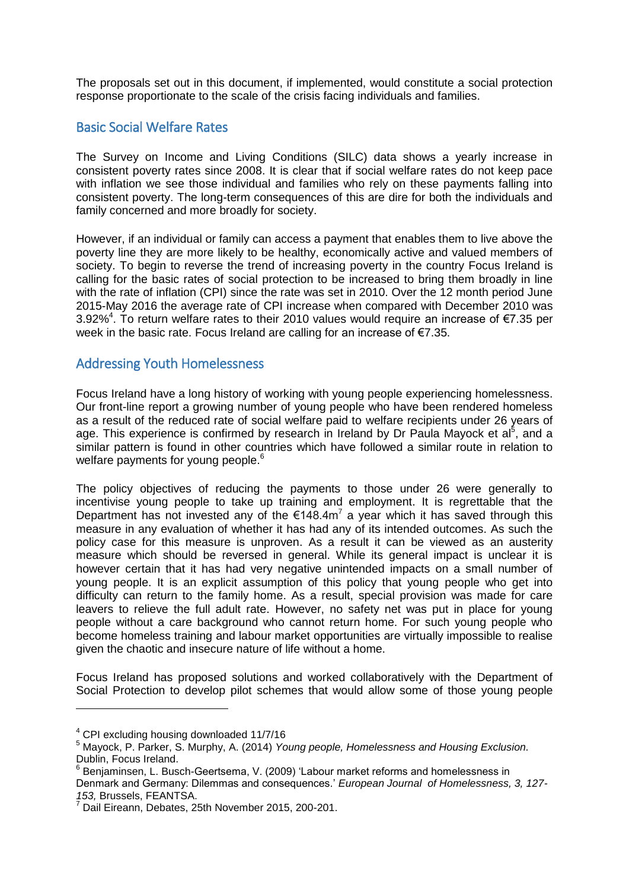The proposals set out in this document, if implemented, would constitute a social protection response proportionate to the scale of the crisis facing individuals and families.

## Basic Social Welfare Rates

The Survey on Income and Living Conditions (SILC) data shows a yearly increase in consistent poverty rates since 2008. It is clear that if social welfare rates do not keep pace with inflation we see those individual and families who rely on these payments falling into consistent poverty. The long-term consequences of this are dire for both the individuals and family concerned and more broadly for society.

However, if an individual or family can access a payment that enables them to live above the poverty line they are more likely to be healthy, economically active and valued members of society. To begin to reverse the trend of increasing poverty in the country Focus Ireland is calling for the basic rates of social protection to be increased to bring them broadly in line with the rate of inflation (CPI) since the rate was set in 2010. Over the 12 month period June 2015-May 2016 the average rate of CPI increase when compared with December 2010 was 3.92%[4]. To return welfare rates to their 2010 values would require an increase of €7.35 per week in the basic rate. Focus Ireland are calling for an increase of €7.35.

## Addressing Youth Homelessness

Focus Ireland have a long history of working with young people experiencing homelessness. Our front-line report a growing number of young people who have been rendered homeless as a result of the reduced rate of social welfare paid to welfare recipients under 26 years of age. This experience is confirmed by research in Ireland by Dr Paula Mayock et al[5], and a similar pattern is found in other countries which have followed a similar route in relation to welfare payments for young people.[6]

The policy objectives of reducing the payments to those under 26 were generally to incentivise young people to take up training and employment. It is regrettable that the Department has not invested any of the €148.4m[7] a year which it has saved through this measure in any evaluation of whether it has had any of its intended outcomes. As such the policy case for this measure is unproven. As a result it can be viewed as an austerity measure which should be reversed in general. While its general impact is unclear it is however certain that it has had very negative unintended impacts on a small number of young people. It is an explicit assumption of this policy that young people who get into difficulty can return to the family home. As a result, special provision was made for care leavers to relieve the full adult rate. However, no safety net was put in place for young people without a care background who cannot return home. For such young people who become homeless training and labour market opportunities are virtually impossible to realise given the chaotic and insecure nature of life without a home.

Focus Ireland has proposed solutions and worked collaboratively with the Department of Social Protection to develop pilot schemes that would allow some of those young people

---

[4] CPI excluding housing downloaded 11/7/16

[5] Mayock, P. Parker, S. Murphy, A. (2014) *Young people, Homelessness and Housing Exclusion.* Dublin, Focus Ireland.

[6] Benjaminsen, L. Busch-Geertsema, V. (2009) 'Labour market reforms and homelessness in Denmark and Germany: Dilemmas and consequences.' *European Journal of Homelessness, 3, 127-153,* Brussels, FEANTSA.

[7] Dail Eireann, Debates, 25th November 2015, 200-201.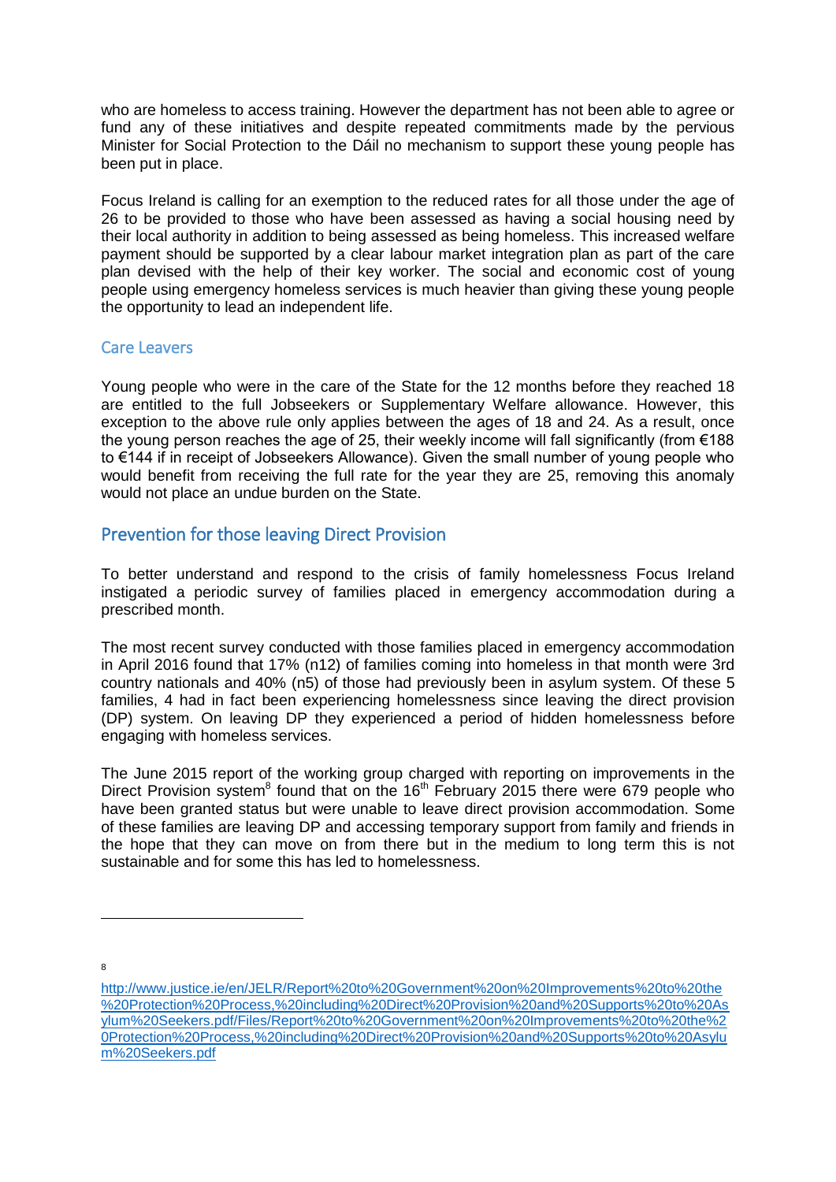who are homeless to access training. However the department has not been able to agree or fund any of these initiatives and despite repeated commitments made by the pervious Minister for Social Protection to the Dáil no mechanism to support these young people has been put in place.

Focus Ireland is calling for an exemption to the reduced rates for all those under the age of 26 to be provided to those who have been assessed as having a social housing need by their local authority in addition to being assessed as being homeless. This increased welfare payment should be supported by a clear labour market integration plan as part of the care plan devised with the help of their key worker. The social and economic cost of young people using emergency homeless services is much heavier than giving these young people the opportunity to lead an independent life.

### Care Leavers

Young people who were in the care of the State for the 12 months before they reached 18 are entitled to the full Jobseekers or Supplementary Welfare allowance. However, this exception to the above rule only applies between the ages of 18 and 24. As a result, once the young person reaches the age of 25, their weekly income will fall significantly (from €188 to €144 if in receipt of Jobseekers Allowance). Given the small number of young people who would benefit from receiving the full rate for the year they are 25, removing this anomaly would not place an undue burden on the State.

## Prevention for those leaving Direct Provision

To better understand and respond to the crisis of family homelessness Focus Ireland instigated a periodic survey of families placed in emergency accommodation during a prescribed month.

The most recent survey conducted with those families placed in emergency accommodation in April 2016 found that 17% (n12) of families coming into homeless in that month were 3rd country nationals and 40% (n5) of those had previously been in asylum system. Of these 5 families, 4 had in fact been experiencing homelessness since leaving the direct provision (DP) system. On leaving DP they experienced a period of hidden homelessness before engaging with homeless services.

The June 2015 report of the working group charged with reporting on improvements in the Direct Provision system[8] found that on the 16th February 2015 there were 679 people who have been granted status but were unable to leave direct provision accommodation. Some of these families are leaving DP and accessing temporary support from family and friends in the hope that they can move on from there but in the medium to long term this is not sustainable and for some this has led to homelessness.

---

[8] http://www.justice.ie/en/JELR/Report%20to%20Government%20on%20Improvements%20to%20the%20Protection%20Process,%20including%20Direct%20Provision%20and%20Supports%20to%20Asylum%20Seekers.pdf/Files/Report%20to%20Government%20on%20Improvements%20to%20the%20Protection%20Process,%20including%20Direct%20Provision%20and%20Supports%20to%20Asylum%20Seekers.pdf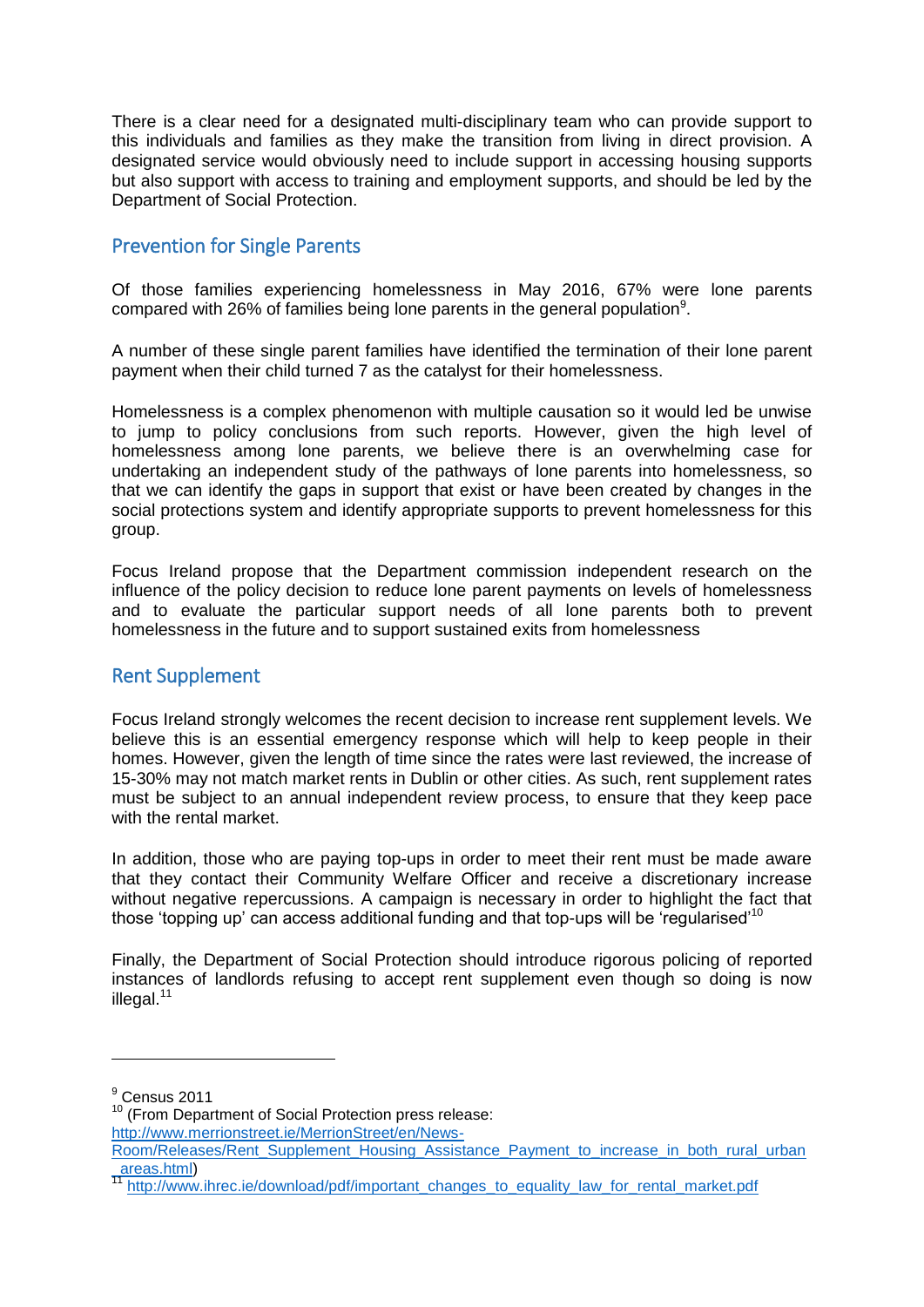There is a clear need for a designated multi-disciplinary team who can provide support to this individuals and families as they make the transition from living in direct provision. A designated service would obviously need to include support in accessing housing supports but also support with access to training and employment supports, and should be led by the Department of Social Protection.

## Prevention for Single Parents

Of those families experiencing homelessness in May 2016, 67% were lone parents compared with 26% of families being lone parents in the general population[9].

A number of these single parent families have identified the termination of their lone parent payment when their child turned 7 as the catalyst for their homelessness.

Homelessness is a complex phenomenon with multiple causation so it would led be unwise to jump to policy conclusions from such reports. However, given the high level of homelessness among lone parents, we believe there is an overwhelming case for undertaking an independent study of the pathways of lone parents into homelessness, so that we can identify the gaps in support that exist or have been created by changes in the social protections system and identify appropriate supports to prevent homelessness for this group.

Focus Ireland propose that the Department commission independent research on the influence of the policy decision to reduce lone parent payments on levels of homelessness and to evaluate the particular support needs of all lone parents both to prevent homelessness in the future and to support sustained exits from homelessness

## Rent Supplement

Focus Ireland strongly welcomes the recent decision to increase rent supplement levels. We believe this is an essential emergency response which will help to keep people in their homes. However, given the length of time since the rates were last reviewed, the increase of 15-30% may not match market rents in Dublin or other cities. As such, rent supplement rates must be subject to an annual independent review process, to ensure that they keep pace with the rental market.

In addition, those who are paying top-ups in order to meet their rent must be made aware that they contact their Community Welfare Officer and receive a discretionary increase without negative repercussions. A campaign is necessary in order to highlight the fact that those 'topping up' can access additional funding and that top-ups will be 'regularised'[10]

Finally, the Department of Social Protection should introduce rigorous policing of reported instances of landlords refusing to accept rent supplement even though so doing is now illegal.[11]

---

[9] Census 2011

[10] (From Department of Social Protection press release: http://www.merrionstreet.ie/MerrionStreet/en/News-Room/Releases/Rent_Supplement_Housing_Assistance_Payment_to_increase_in_both_rural_urban_areas.html)

[11] http://www.ihrec.ie/download/pdf/important_changes_to_equality_law_for_rental_market.pdf